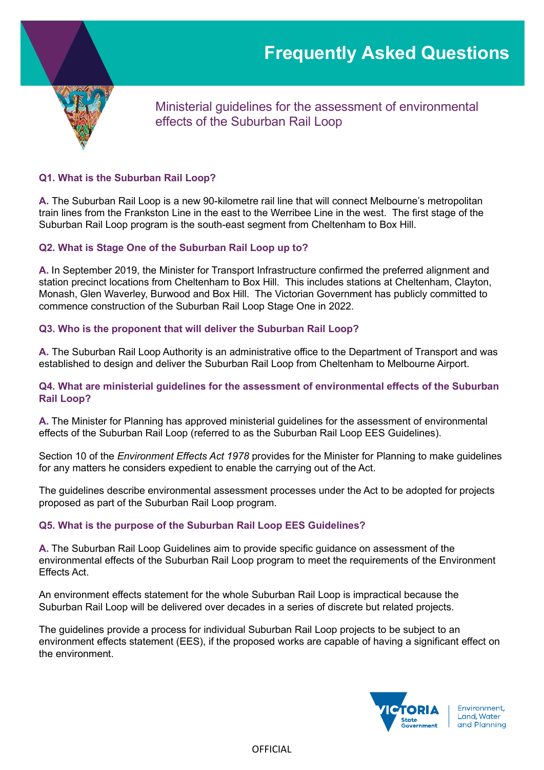# Frequently Asked Questions

## Ministerial guidelines for the assessment of environmental effects of the Suburban Rail Loop

**Q1. What is the Suburban Rail Loop?**

**A.** The Suburban Rail Loop is a new 90-kilometre rail line that will connect Melbourne's metropolitan train lines from the Frankston Line in the east to the Werribee Line in the west. The first stage of the Suburban Rail Loop program is the south-east segment from Cheltenham to Box Hill.

**Q2. What is Stage One of the Suburban Rail Loop up to?**

**A.** In September 2019, the Minister for Transport Infrastructure confirmed the preferred alignment and station precinct locations from Cheltenham to Box Hill. This includes stations at Cheltenham, Clayton, Monash, Glen Waverley, Burwood and Box Hill. The Victorian Government has publicly committed to commence construction of the Suburban Rail Loop Stage One in 2022.

**Q3. Who is the proponent that will deliver the Suburban Rail Loop?**

**A.** The Suburban Rail Loop Authority is an administrative office to the Department of Transport and was established to design and deliver the Suburban Rail Loop from Cheltenham to Melbourne Airport.

**Q4. What are ministerial guidelines for the assessment of environmental effects of the Suburban Rail Loop?**

**A.** The Minister for Planning has approved ministerial guidelines for the assessment of environmental effects of the Suburban Rail Loop (referred to as the Suburban Rail Loop EES Guidelines).

Section 10 of the *Environment Effects Act 1978* provides for the Minister for Planning to make guidelines for any matters he considers expedient to enable the carrying out of the Act.

The guidelines describe environmental assessment processes under the Act to be adopted for projects proposed as part of the Suburban Rail Loop program.

**Q5. What is the purpose of the Suburban Rail Loop EES Guidelines?**

**A.** The Suburban Rail Loop Guidelines aim to provide specific guidance on assessment of the environmental effects of the Suburban Rail Loop program to meet the requirements of the Environment Effects Act.

An environment effects statement for the whole Suburban Rail Loop is impractical because the Suburban Rail Loop will be delivered over decades in a series of discrete but related projects.

The guidelines provide a process for individual Suburban Rail Loop projects to be subject to an environment effects statement (EES), if the proposed works are capable of having a significant effect on the environment.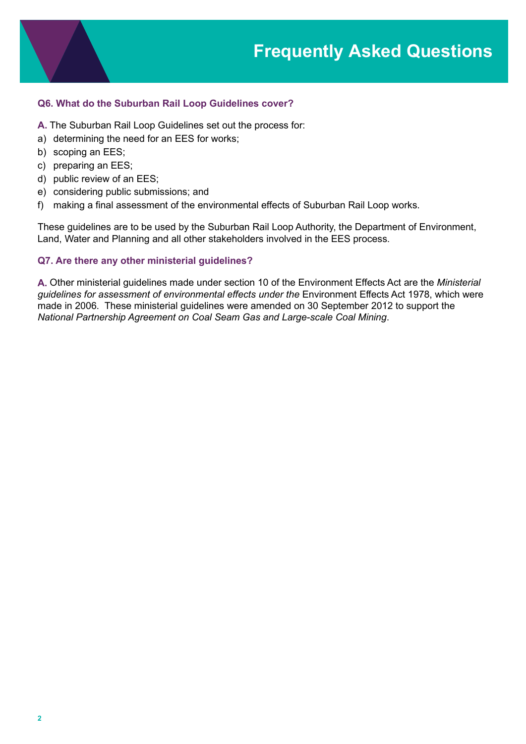# Frequently Asked Questions

### Q6. What do the Suburban Rail Loop Guidelines cover?

**A.** The Suburban Rail Loop Guidelines set out the process for:

a) determining the need for an EES for works;
b) scoping an EES;
c) preparing an EES;
d) public review of an EES;
e) considering public submissions; and
f) making a final assessment of the environmental effects of Suburban Rail Loop works.

These guidelines are to be used by the Suburban Rail Loop Authority, the Department of Environment, Land, Water and Planning and all other stakeholders involved in the EES process.

### Q7. Are there any other ministerial guidelines?

**A.** Other ministerial guidelines made under section 10 of the Environment Effects Act are the *Ministerial guidelines for assessment of environmental effects under the* Environment Effects Act 1978, which were made in 2006. These ministerial guidelines were amended on 30 September 2012 to support the *National Partnership Agreement on Coal Seam Gas and Large-scale Coal Mining*.